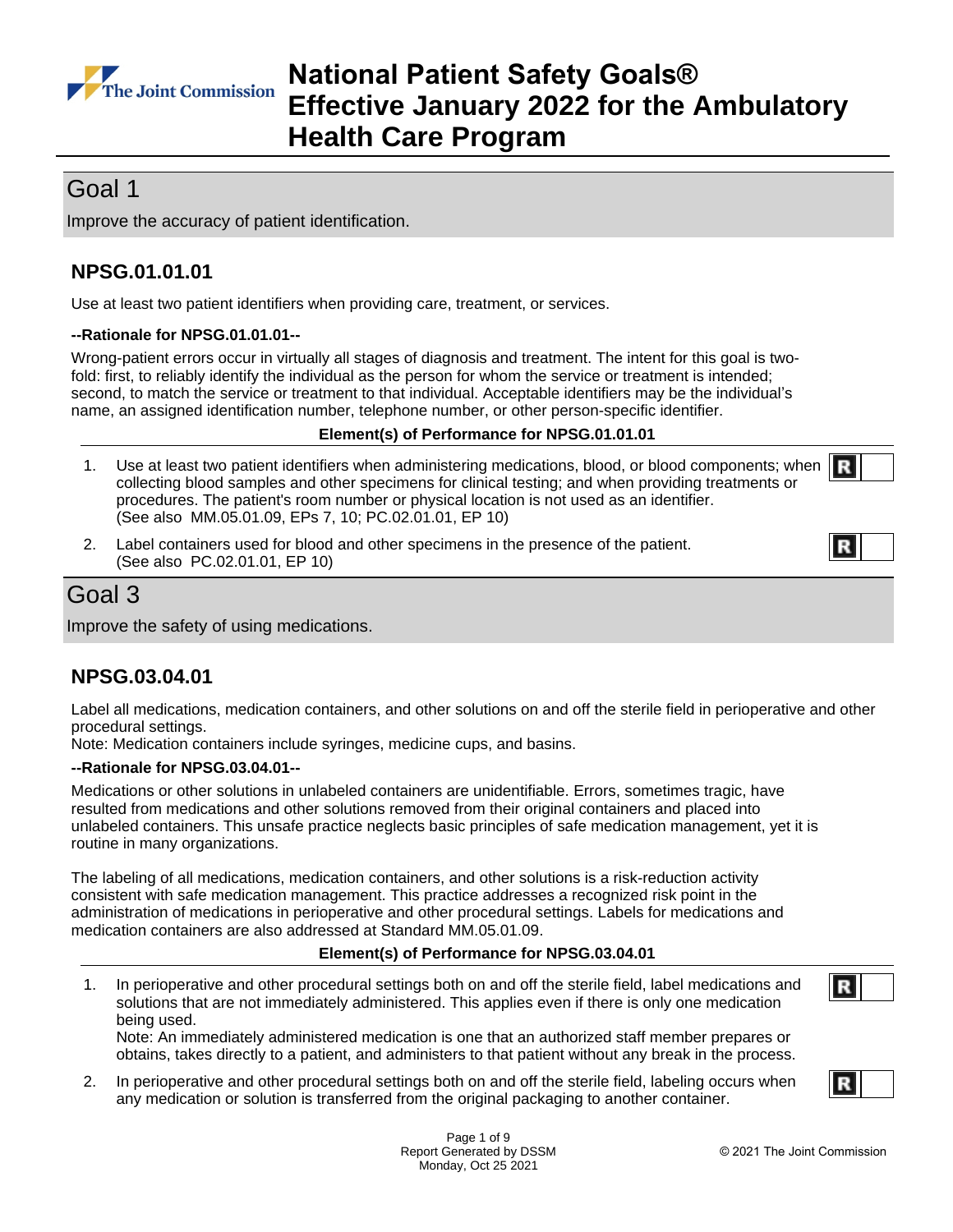# National Patient Safety Goals® Effective January 2022 for the Ambulatory Health Care Program

## Goal 1

Improve the accuracy of patient identification.

### NPSG.01.01.01

Use at least two patient identifiers when providing care, treatment, or services.

**--Rationale for NPSG.01.01.01--**

Wrong-patient errors occur in virtually all stages of diagnosis and treatment. The intent for this goal is two-fold: first, to reliably identify the individual as the person for whom the service or treatment is intended; second, to match the service or treatment to that individual. Acceptable identifiers may be the individual's name, an assigned identification number, telephone number, or other person-specific identifier.

**Element(s) of Performance for NPSG.01.01.01**

1. Use at least two patient identifiers when administering medications, blood, or blood components; when collecting blood samples and other specimens for clinical testing; and when providing treatments or procedures. The patient's room number or physical location is not used as an identifier. (See also MM.05.01.09, EPs 7, 10; PC.02.01.01, EP 10) **R**

2. Label containers used for blood and other specimens in the presence of the patient. (See also PC.02.01.01, EP 10) **R**

## Goal 3

Improve the safety of using medications.

### NPSG.03.04.01

Label all medications, medication containers, and other solutions on and off the sterile field in perioperative and other procedural settings.
Note: Medication containers include syringes, medicine cups, and basins.

**--Rationale for NPSG.03.04.01--**

Medications or other solutions in unlabeled containers are unidentifiable. Errors, sometimes tragic, have resulted from medications and other solutions removed from their original containers and placed into unlabeled containers. This unsafe practice neglects basic principles of safe medication management, yet it is routine in many organizations.

The labeling of all medications, medication containers, and other solutions is a risk-reduction activity consistent with safe medication management. This practice addresses a recognized risk point in the administration of medications in perioperative and other procedural settings. Labels for medications and medication containers are also addressed at Standard MM.05.01.09.

**Element(s) of Performance for NPSG.03.04.01**

1. In perioperative and other procedural settings both on and off the sterile field, label medications and solutions that are not immediately administered. This applies even if there is only one medication being used.
   Note: An immediately administered medication is one that an authorized staff member prepares or obtains, takes directly to a patient, and administers to that patient without any break in the process. **R**

2. In perioperative and other procedural settings both on and off the sterile field, labeling occurs when any medication or solution is transferred from the original packaging to another container. **R**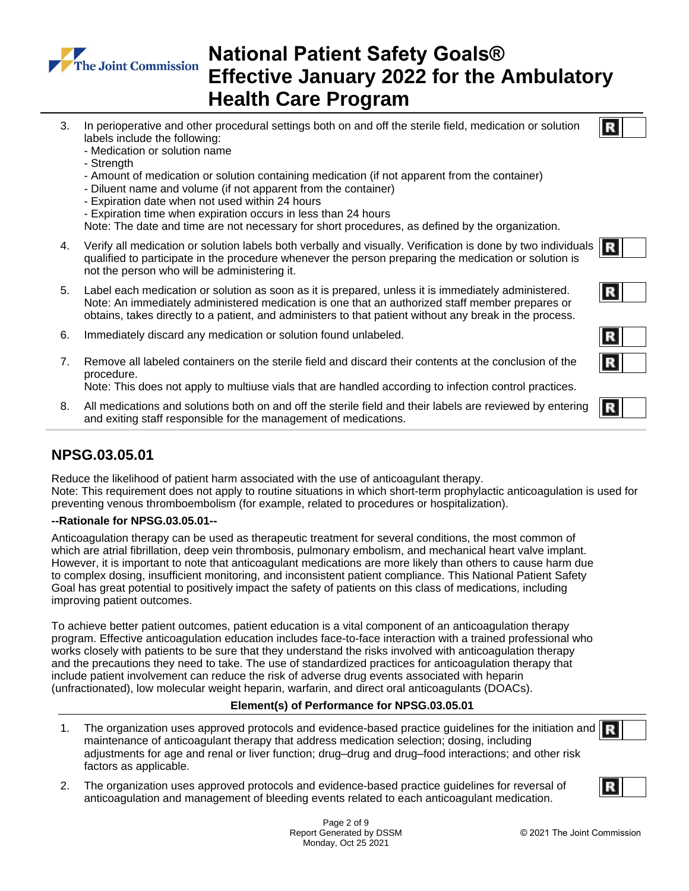3. In perioperative and other procedural settings both on and off the sterile field, medication or solution labels include the following:
   - Medication or solution name
   - Strength
   - Amount of medication or solution containing medication (if not apparent from the container)
   - Diluent name and volume (if not apparent from the container)
   - Expiration date when not used within 24 hours
   - Expiration time when expiration occurs in less than 24 hours

   Note: The date and time are not necessary for short procedures, as defined by the organization.
4. Verify all medication or solution labels both verbally and visually. Verification is done by two individuals qualified to participate in the procedure whenever the person preparing the medication or solution is not the person who will be administering it.
5. Label each medication or solution as soon as it is prepared, unless it is immediately administered. Note: An immediately administered medication is one that an authorized staff member prepares or obtains, takes directly to a patient, and administers to that patient without any break in the process.
6. Immediately discard any medication or solution found unlabeled.
7. Remove all labeled containers on the sterile field and discard their contents at the conclusion of the procedure.
   Note: This does not apply to multiuse vials that are handled according to infection control practices.
8. All medications and solutions both on and off the sterile field and their labels are reviewed by entering and exiting staff responsible for the management of medications.

## NPSG.03.05.01

Reduce the likelihood of patient harm associated with the use of anticoagulant therapy.
Note: This requirement does not apply to routine situations in which short-term prophylactic anticoagulation is used for preventing venous thromboembolism (for example, related to procedures or hospitalization).

**--Rationale for NPSG.03.05.01--**

Anticoagulation therapy can be used as therapeutic treatment for several conditions, the most common of which are atrial fibrillation, deep vein thrombosis, pulmonary embolism, and mechanical heart valve implant. However, it is important to note that anticoagulant medications are more likely than others to cause harm due to complex dosing, insufficient monitoring, and inconsistent patient compliance. This National Patient Safety Goal has great potential to positively impact the safety of patients on this class of medications, including improving patient outcomes.

To achieve better patient outcomes, patient education is a vital component of an anticoagulation therapy program. Effective anticoagulation education includes face-to-face interaction with a trained professional who works closely with patients to be sure that they understand the risks involved with anticoagulation therapy and the precautions they need to take. The use of standardized practices for anticoagulation therapy that include patient involvement can reduce the risk of adverse drug events associated with heparin (unfractionated), low molecular weight heparin, warfarin, and direct oral anticoagulants (DOACs).

**Element(s) of Performance for NPSG.03.05.01**

1. The organization uses approved protocols and evidence-based practice guidelines for the initiation and maintenance of anticoagulant therapy that address medication selection; dosing, including adjustments for age and renal or liver function; drug–drug and drug–food interactions; and other risk factors as applicable.
2. The organization uses approved protocols and evidence-based practice guidelines for reversal of anticoagulation and management of bleeding events related to each anticoagulant medication.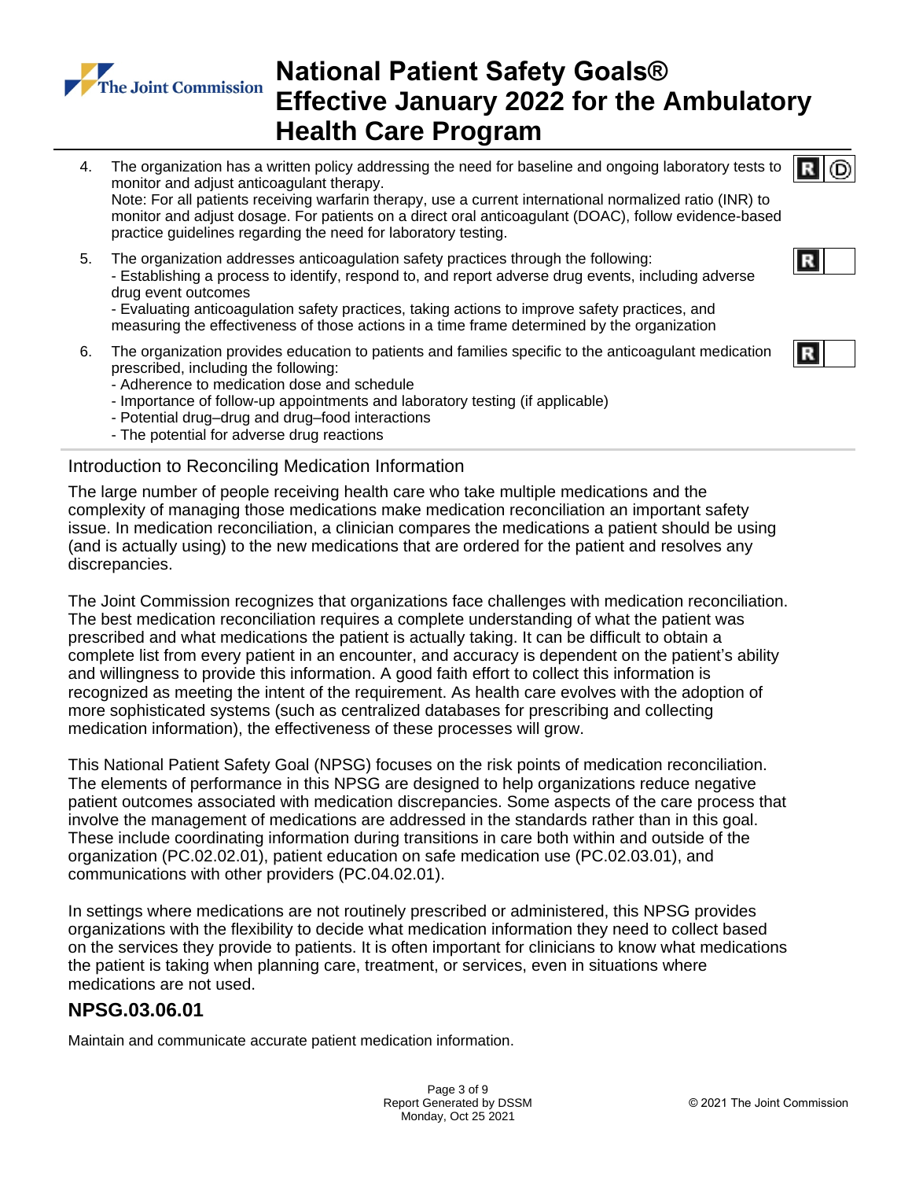4. The organization has a written policy addressing the need for baseline and ongoing laboratory tests to monitor and adjust anticoagulant therapy.
   Note: For all patients receiving warfarin therapy, use a current international normalized ratio (INR) to monitor and adjust dosage. For patients on a direct oral anticoagulant (DOAC), follow evidence-based practice guidelines regarding the need for laboratory testing.

5. The organization addresses anticoagulation safety practices through the following:
   - Establishing a process to identify, respond to, and report adverse drug events, including adverse drug event outcomes
   - Evaluating anticoagulation safety practices, taking actions to improve safety practices, and measuring the effectiveness of those actions in a time frame determined by the organization

6. The organization provides education to patients and families specific to the anticoagulant medication prescribed, including the following:
   - Adherence to medication dose and schedule
   - Importance of follow-up appointments and laboratory testing (if applicable)
   - Potential drug–drug and drug–food interactions
   - The potential for adverse drug reactions

## Introduction to Reconciling Medication Information

The large number of people receiving health care who take multiple medications and the complexity of managing those medications make medication reconciliation an important safety issue. In medication reconciliation, a clinician compares the medications a patient should be using (and is actually using) to the new medications that are ordered for the patient and resolves any discrepancies.

The Joint Commission recognizes that organizations face challenges with medication reconciliation. The best medication reconciliation requires a complete understanding of what the patient was prescribed and what medications the patient is actually taking. It can be difficult to obtain a complete list from every patient in an encounter, and accuracy is dependent on the patient's ability and willingness to provide this information. A good faith effort to collect this information is recognized as meeting the intent of the requirement. As health care evolves with the adoption of more sophisticated systems (such as centralized databases for prescribing and collecting medication information), the effectiveness of these processes will grow.

This National Patient Safety Goal (NPSG) focuses on the risk points of medication reconciliation. The elements of performance in this NPSG are designed to help organizations reduce negative patient outcomes associated with medication discrepancies. Some aspects of the care process that involve the management of medications are addressed in the standards rather than in this goal. These include coordinating information during transitions in care both within and outside of the organization (PC.02.02.01), patient education on safe medication use (PC.02.03.01), and communications with other providers (PC.04.02.01).

In settings where medications are not routinely prescribed or administered, this NPSG provides organizations with the flexibility to decide what medication information they need to collect based on the services they provide to patients. It is often important for clinicians to know what medications the patient is taking when planning care, treatment, or services, even in situations where medications are not used.

## NPSG.03.06.01

Maintain and communicate accurate patient medication information.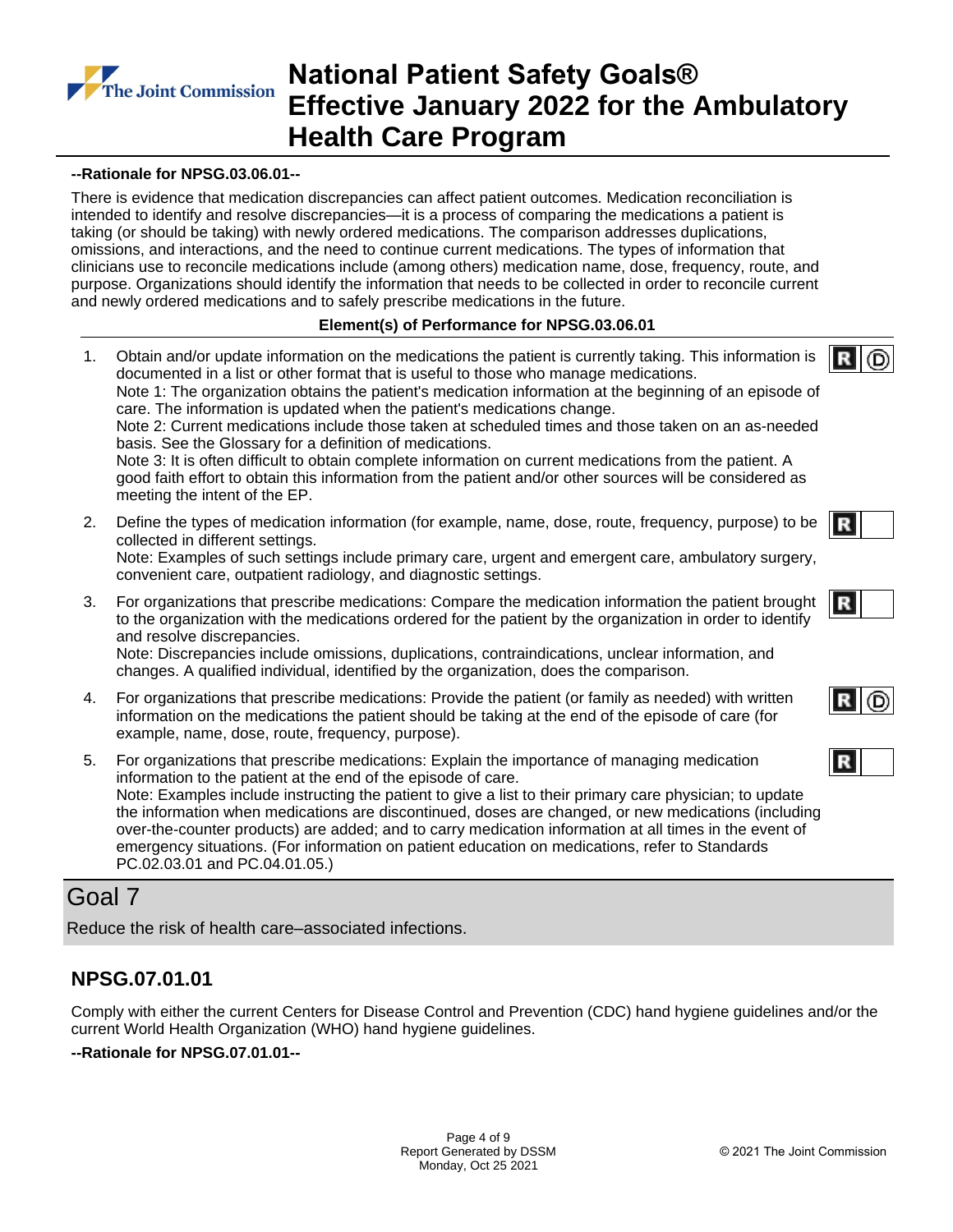**--Rationale for NPSG.03.06.01--**

There is evidence that medication discrepancies can affect patient outcomes. Medication reconciliation is intended to identify and resolve discrepancies—it is a process of comparing the medications a patient is taking (or should be taking) with newly ordered medications. The comparison addresses duplications, omissions, and interactions, and the need to continue current medications. The types of information that clinicians use to reconcile medications include (among others) medication name, dose, frequency, route, and purpose. Organizations should identify the information that needs to be collected in order to reconcile current and newly ordered medications and to safely prescribe medications in the future.

**Element(s) of Performance for NPSG.03.06.01**

1. Obtain and/or update information on the medications the patient is currently taking. This information is documented in a list or other format that is useful to those who manage medications. (R) (D)
   Note 1: The organization obtains the patient's medication information at the beginning of an episode of care. The information is updated when the patient's medications change.
   Note 2: Current medications include those taken at scheduled times and those taken on an as-needed basis. See the Glossary for a definition of medications.
   Note 3: It is often difficult to obtain complete information on current medications from the patient. A good faith effort to obtain this information from the patient and/or other sources will be considered as meeting the intent of the EP.

2. Define the types of medication information (for example, name, dose, route, frequency, purpose) to be collected in different settings. (R)
   Note: Examples of such settings include primary care, urgent and emergent care, ambulatory surgery, convenient care, outpatient radiology, and diagnostic settings.

3. For organizations that prescribe medications: Compare the medication information the patient brought to the organization with the medications ordered for the patient by the organization in order to identify and resolve discrepancies. (R)
   Note: Discrepancies include omissions, duplications, contraindications, unclear information, and changes. A qualified individual, identified by the organization, does the comparison.

4. For organizations that prescribe medications: Provide the patient (or family as needed) with written information on the medications the patient should be taking at the end of the episode of care (for example, name, dose, route, frequency, purpose). (R) (D)

5. For organizations that prescribe medications: Explain the importance of managing medication information to the patient at the end of the episode of care. (R)
   Note: Examples include instructing the patient to give a list to their primary care physician; to update the information when medications are discontinued, doses are changed, or new medications (including over-the-counter products) are added; and to carry medication information at all times in the event of emergency situations. (For information on patient education on medications, refer to Standards PC.02.03.01 and PC.04.01.05.)

# Goal 7

Reduce the risk of health care–associated infections.

## NPSG.07.01.01

Comply with either the current Centers for Disease Control and Prevention (CDC) hand hygiene guidelines and/or the current World Health Organization (WHO) hand hygiene guidelines.

**--Rationale for NPSG.07.01.01--**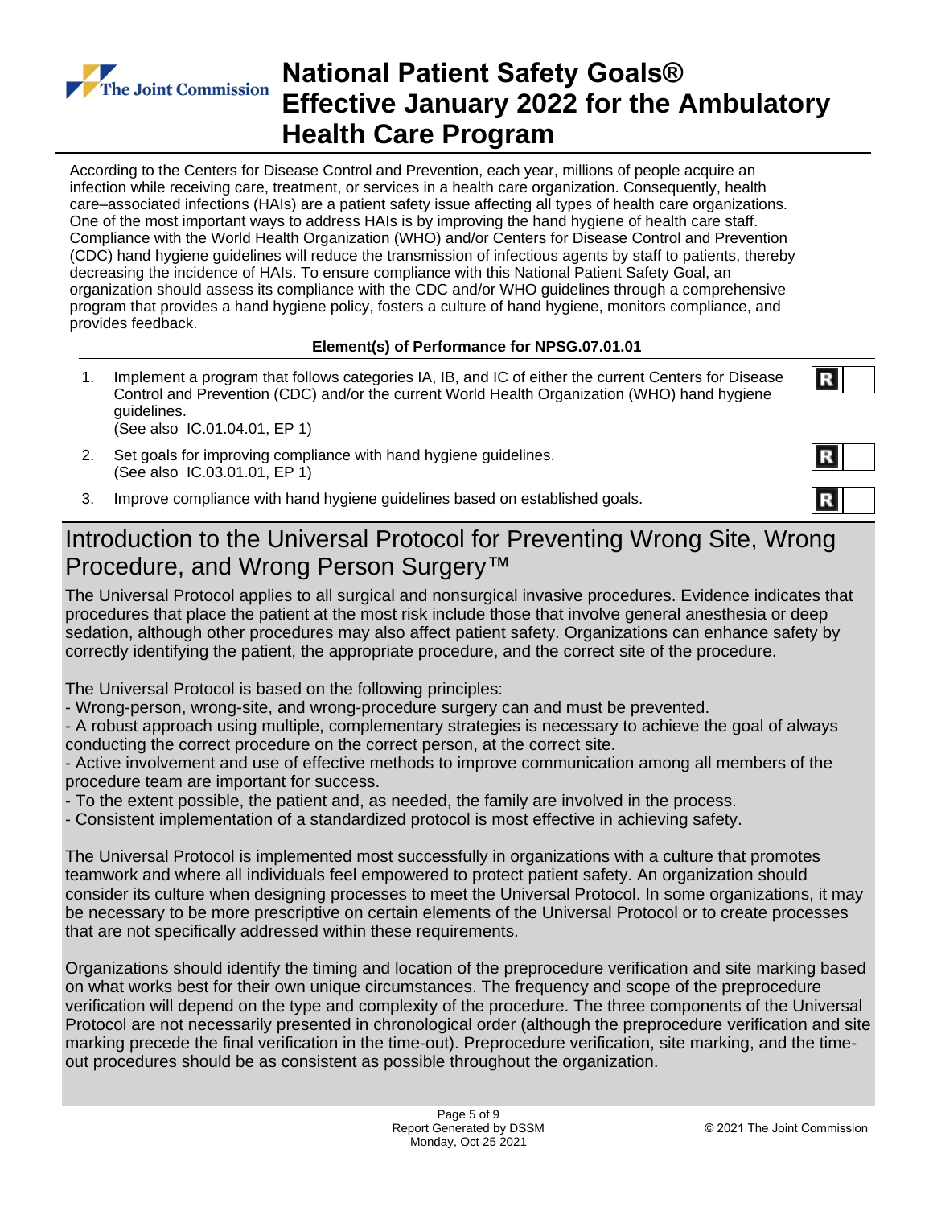According to the Centers for Disease Control and Prevention, each year, millions of people acquire an infection while receiving care, treatment, or services in a health care organization. Consequently, health care–associated infections (HAIs) are a patient safety issue affecting all types of health care organizations. One of the most important ways to address HAIs is by improving the hand hygiene of health care staff. Compliance with the World Health Organization (WHO) and/or Centers for Disease Control and Prevention (CDC) hand hygiene guidelines will reduce the transmission of infectious agents by staff to patients, thereby decreasing the incidence of HAIs. To ensure compliance with this National Patient Safety Goal, an organization should assess its compliance with the CDC and/or WHO guidelines through a comprehensive program that provides a hand hygiene policy, fosters a culture of hand hygiene, monitors compliance, and provides feedback.

**Element(s) of Performance for NPSG.07.01.01**

1. Implement a program that follows categories IA, IB, and IC of either the current Centers for Disease Control and Prevention (CDC) and/or the current World Health Organization (WHO) hand hygiene guidelines.
(See also IC.01.04.01, EP 1) **R**
2. Set goals for improving compliance with hand hygiene guidelines.
(See also IC.03.01.01, EP 1) **R**
3. Improve compliance with hand hygiene guidelines based on established goals. **R**

## Introduction to the Universal Protocol for Preventing Wrong Site, Wrong Procedure, and Wrong Person Surgery™

The Universal Protocol applies to all surgical and nonsurgical invasive procedures. Evidence indicates that procedures that place the patient at the most risk include those that involve general anesthesia or deep sedation, although other procedures may also affect patient safety. Organizations can enhance safety by correctly identifying the patient, the appropriate procedure, and the correct site of the procedure.

The Universal Protocol is based on the following principles:
- Wrong-person, wrong-site, and wrong-procedure surgery can and must be prevented.
- A robust approach using multiple, complementary strategies is necessary to achieve the goal of always conducting the correct procedure on the correct person, at the correct site.
- Active involvement and use of effective methods to improve communication among all members of the procedure team are important for success.
- To the extent possible, the patient and, as needed, the family are involved in the process.
- Consistent implementation of a standardized protocol is most effective in achieving safety.

The Universal Protocol is implemented most successfully in organizations with a culture that promotes teamwork and where all individuals feel empowered to protect patient safety. An organization should consider its culture when designing processes to meet the Universal Protocol. In some organizations, it may be necessary to be more prescriptive on certain elements of the Universal Protocol or to create processes that are not specifically addressed within these requirements.

Organizations should identify the timing and location of the preprocedure verification and site marking based on what works best for their own unique circumstances. The frequency and scope of the preprocedure verification will depend on the type and complexity of the procedure. The three components of the Universal Protocol are not necessarily presented in chronological order (although the preprocedure verification and site marking precede the final verification in the time-out). Preprocedure verification, site marking, and the time-out procedures should be as consistent as possible throughout the organization.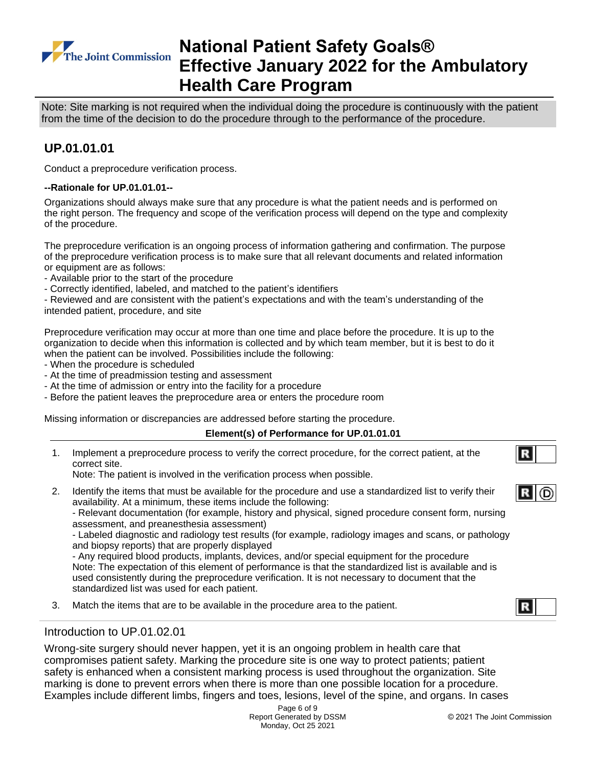Note: Site marking is not required when the individual doing the procedure is continuously with the patient from the time of the decision to do the procedure through to the performance of the procedure.

## UP.01.01.01

Conduct a preprocedure verification process.

**--Rationale for UP.01.01.01--**

Organizations should always make sure that any procedure is what the patient needs and is performed on the right person. The frequency and scope of the verification process will depend on the type and complexity of the procedure.

The preprocedure verification is an ongoing process of information gathering and confirmation. The purpose of the preprocedure verification process is to make sure that all relevant documents and related information or equipment are as follows:
- Available prior to the start of the procedure
- Correctly identified, labeled, and matched to the patient's identifiers
- Reviewed and are consistent with the patient's expectations and with the team's understanding of the intended patient, procedure, and site

Preprocedure verification may occur at more than one time and place before the procedure. It is up to the organization to decide when this information is collected and by which team member, but it is best to do it when the patient can be involved. Possibilities include the following:
- When the procedure is scheduled
- At the time of preadmission testing and assessment
- At the time of admission or entry into the facility for a procedure
- Before the patient leaves the preprocedure area or enters the procedure room

Missing information or discrepancies are addressed before starting the procedure.

**Element(s) of Performance for UP.01.01.01**

1. Implement a preprocedure process to verify the correct procedure, for the correct patient, at the correct site. **[R]**
   Note: The patient is involved in the verification process when possible.

2. Identify the items that must be available for the procedure and use a standardized list to verify their availability. At a minimum, these items include the following: **[R] [D]**
   - Relevant documentation (for example, history and physical, signed procedure consent form, nursing assessment, and preanesthesia assessment)
   - Labeled diagnostic and radiology test results (for example, radiology images and scans, or pathology and biopsy reports) that are properly displayed
   - Any required blood products, implants, devices, and/or special equipment for the procedure

   Note: The expectation of this element of performance is that the standardized list is available and is used consistently during the preprocedure verification. It is not necessary to document that the standardized list was used for each patient.

3. Match the items that are to be available in the procedure area to the patient. **[R]**

### Introduction to UP.01.02.01

Wrong-site surgery should never happen, yet it is an ongoing problem in health care that compromises patient safety. Marking the procedure site is one way to protect patients; patient safety is enhanced when a consistent marking process is used throughout the organization. Site marking is done to prevent errors when there is more than one possible location for a procedure. Examples include different limbs, fingers and toes, lesions, level of the spine, and organs. In cases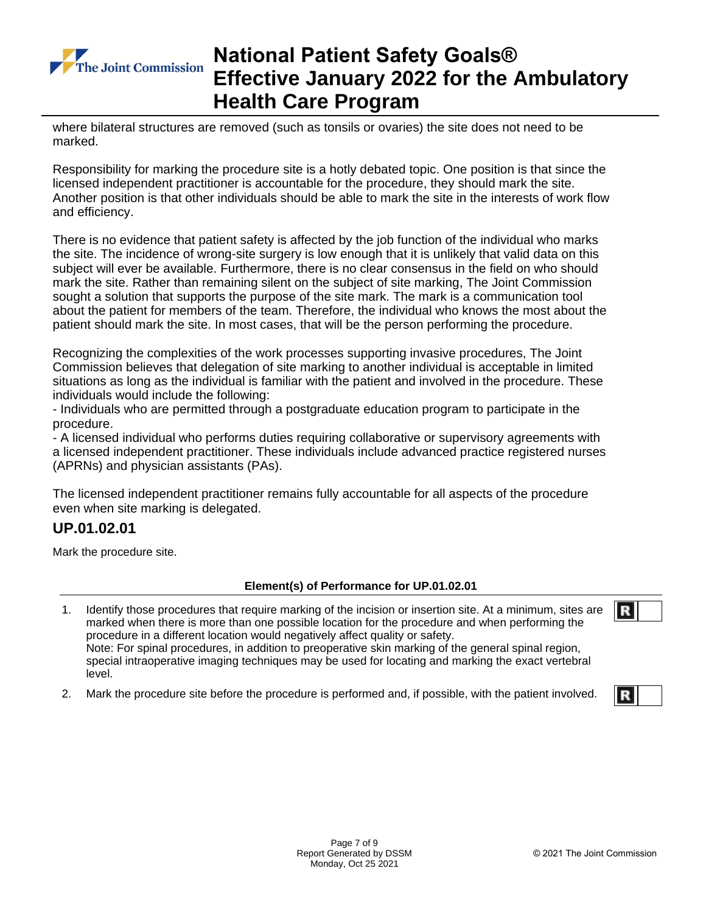where bilateral structures are removed (such as tonsils or ovaries) the site does not need to be marked.

Responsibility for marking the procedure site is a hotly debated topic. One position is that since the licensed independent practitioner is accountable for the procedure, they should mark the site. Another position is that other individuals should be able to mark the site in the interests of work flow and efficiency.

There is no evidence that patient safety is affected by the job function of the individual who marks the site. The incidence of wrong-site surgery is low enough that it is unlikely that valid data on this subject will ever be available. Furthermore, there is no clear consensus in the field on who should mark the site. Rather than remaining silent on the subject of site marking, The Joint Commission sought a solution that supports the purpose of the site mark. The mark is a communication tool about the patient for members of the team. Therefore, the individual who knows the most about the patient should mark the site. In most cases, that will be the person performing the procedure.

Recognizing the complexities of the work processes supporting invasive procedures, The Joint Commission believes that delegation of site marking to another individual is acceptable in limited situations as long as the individual is familiar with the patient and involved in the procedure. These individuals would include the following:
- Individuals who are permitted through a postgraduate education program to participate in the procedure.
- A licensed individual who performs duties requiring collaborative or supervisory agreements with a licensed independent practitioner. These individuals include advanced practice registered nurses (APRNs) and physician assistants (PAs).

The licensed independent practitioner remains fully accountable for all aspects of the procedure even when site marking is delegated.

## UP.01.02.01

Mark the procedure site.

**Element(s) of Performance for UP.01.02.01**

1. Identify those procedures that require marking of the incision or insertion site. At a minimum, sites are marked when there is more than one possible location for the procedure and when performing the procedure in a different location would negatively affect quality or safety.
   Note: For spinal procedures, in addition to preoperative skin marking of the general spinal region, special intraoperative imaging techniques may be used for locating and marking the exact vertebral level. **R**

2. Mark the procedure site before the procedure is performed and, if possible, with the patient involved. **R**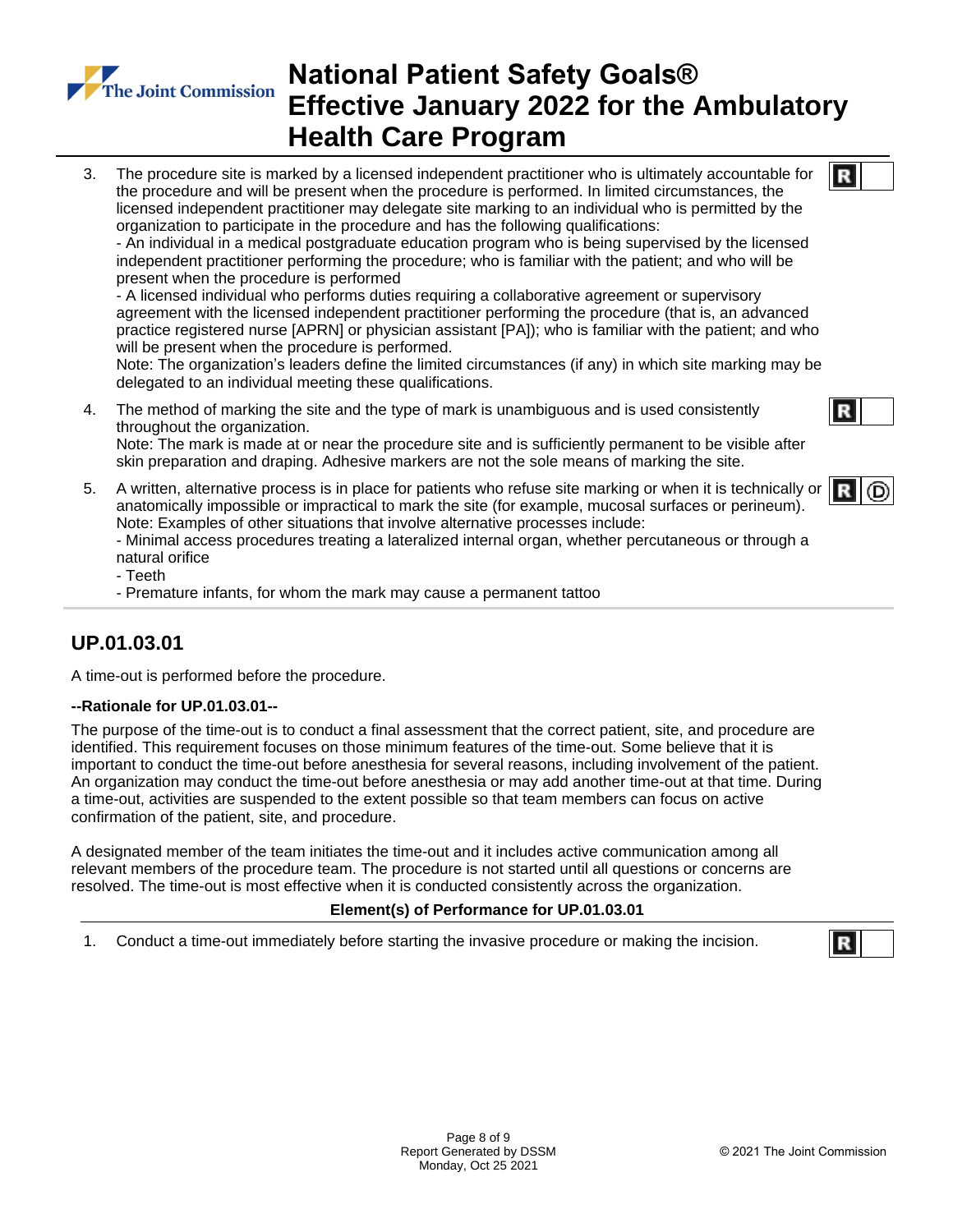3. The procedure site is marked by a licensed independent practitioner who is ultimately accountable for the procedure and will be present when the procedure is performed. In limited circumstances, the licensed independent practitioner may delegate site marking to an individual who is permitted by the organization to participate in the procedure and has the following qualifications:
   - An individual in a medical postgraduate education program who is being supervised by the licensed independent practitioner performing the procedure; who is familiar with the patient; and who will be present when the procedure is performed
   - A licensed individual who performs duties requiring a collaborative agreement or supervisory agreement with the licensed independent practitioner performing the procedure (that is, an advanced practice registered nurse [APRN] or physician assistant [PA]); who is familiar with the patient; and who will be present when the procedure is performed.

   Note: The organization's leaders define the limited circumstances (if any) in which site marking may be delegated to an individual meeting these qualifications.

   R

4. The method of marking the site and the type of mark is unambiguous and is used consistently throughout the organization.

   Note: The mark is made at or near the procedure site and is sufficiently permanent to be visible after skin preparation and draping. Adhesive markers are not the sole means of marking the site.

   R

5. A written, alternative process is in place for patients who refuse site marking or when it is technically or anatomically impossible or impractical to mark the site (for example, mucosal surfaces or perineum).

   Note: Examples of other situations that involve alternative processes include:
   - Minimal access procedures treating a lateralized internal organ, whether percutaneous or through a natural orifice
   - Teeth
   - Premature infants, for whom the mark may cause a permanent tattoo

   R (D)

## UP.01.03.01

A time-out is performed before the procedure.

**--Rationale for UP.01.03.01--**

The purpose of the time-out is to conduct a final assessment that the correct patient, site, and procedure are identified. This requirement focuses on those minimum features of the time-out. Some believe that it is important to conduct the time-out before anesthesia for several reasons, including involvement of the patient. An organization may conduct the time-out before anesthesia or may add another time-out at that time. During a time-out, activities are suspended to the extent possible so that team members can focus on active confirmation of the patient, site, and procedure.

A designated member of the team initiates the time-out and it includes active communication among all relevant members of the procedure team. The procedure is not started until all questions or concerns are resolved. The time-out is most effective when it is conducted consistently across the organization.

**Element(s) of Performance for UP.01.03.01**

1. Conduct a time-out immediately before starting the invasive procedure or making the incision.

   R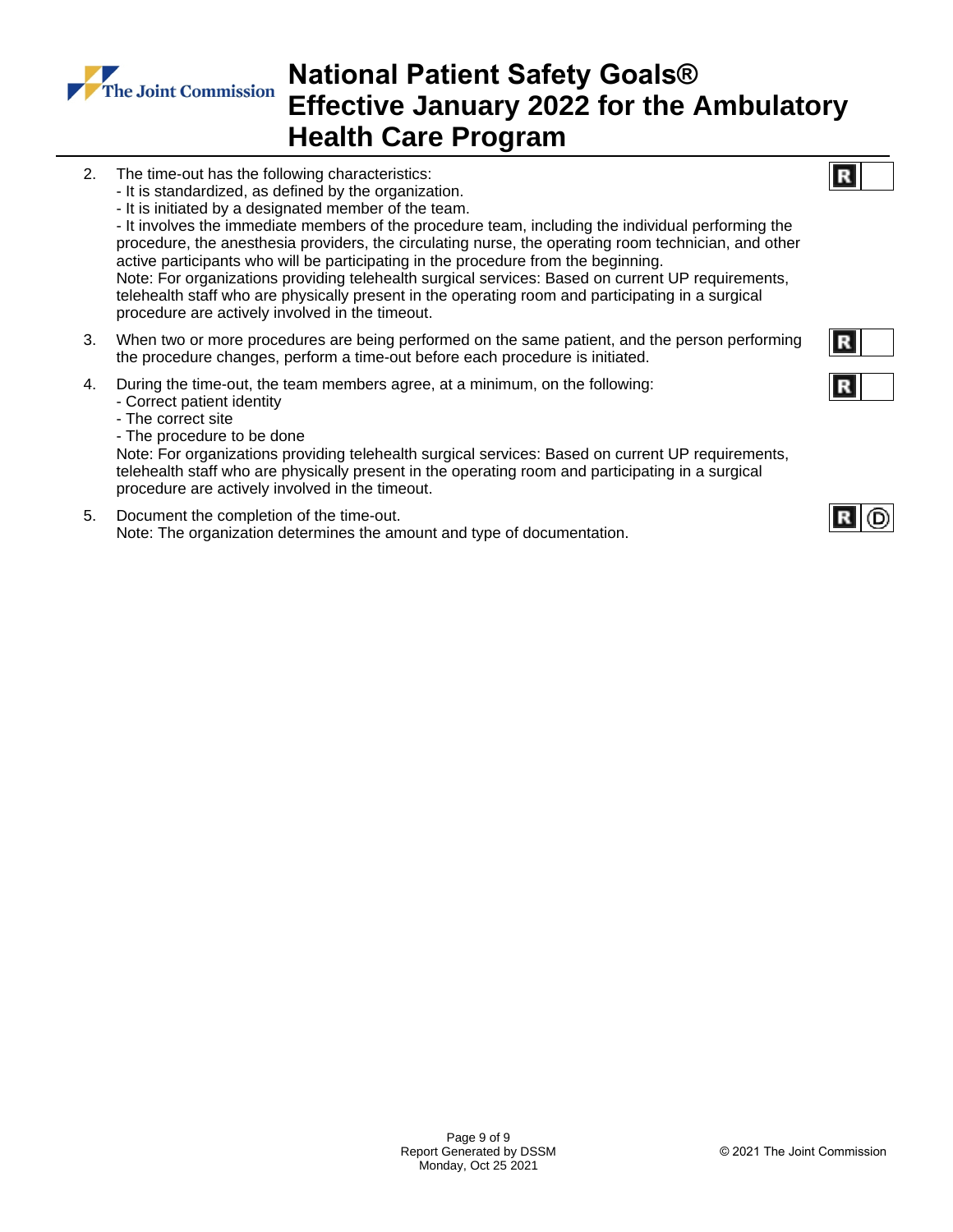2. The time-out has the following characteristics:
   - It is standardized, as defined by the organization.
   - It is initiated by a designated member of the team.
   - It involves the immediate members of the procedure team, including the individual performing the procedure, the anesthesia providers, the circulating nurse, the operating room technician, and other active participants who will be participating in the procedure from the beginning.
   
   Note: For organizations providing telehealth surgical services: Based on current UP requirements, telehealth staff who are physically present in the operating room and participating in a surgical procedure are actively involved in the timeout.

   R

3. When two or more procedures are being performed on the same patient, and the person performing the procedure changes, perform a time-out before each procedure is initiated.

   R

4. During the time-out, the team members agree, at a minimum, on the following:
   - Correct patient identity
   - The correct site
   - The procedure to be done
   
   Note: For organizations providing telehealth surgical services: Based on current UP requirements, telehealth staff who are physically present in the operating room and participating in a surgical procedure are actively involved in the timeout.

   R

5. Document the completion of the time-out.
   Note: The organization determines the amount and type of documentation.

   R Ⓓ